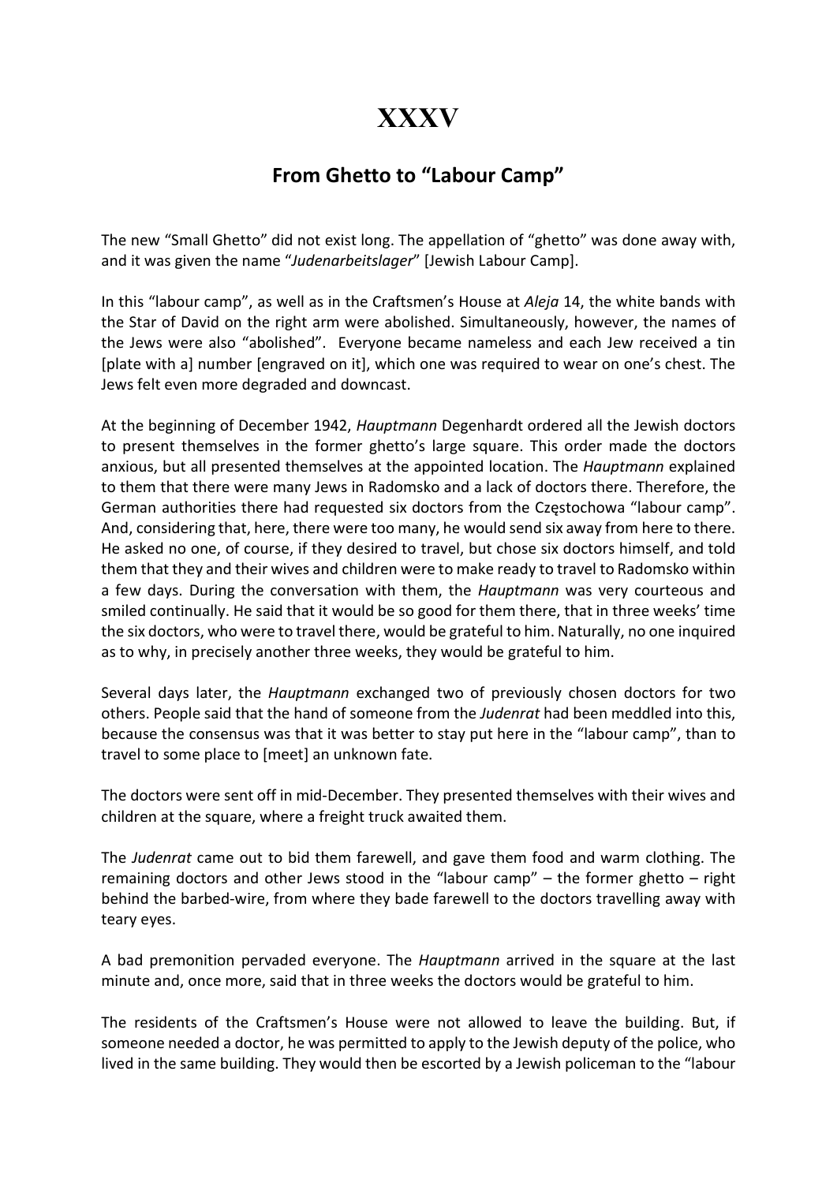# XXXV

## From Ghetto to "Labour Camp"

The new "Small Ghetto" did not exist long. The appellation of "ghetto" was done away with, and it was given the name "*Judenarbeitslager*" [Jewish Labour Camp].

In this "labour camp", as well as in the Craftsmen's House at *Aleja* 14, the white bands with the Star of David on the right arm were abolished. Simultaneously, however, the names of the Jews were also "abolished". Everyone became nameless and each Jew received a tin [plate with a] number [engraved on it], which one was required to wear on one's chest. The Jews felt even more degraded and downcast.

At the beginning of December 1942, *Hauptmann* Degenhardt ordered all the Jewish doctors to present themselves in the former ghetto's large square. This order made the doctors anxious, but all presented themselves at the appointed location. The *Hauptmann* explained to them that there were many Jews in Radomsko and a lack of doctors there. Therefore, the German authorities there had requested six doctors from the Częstochowa "labour camp". And, considering that, here, there were too many, he would send six away from here to there. He asked no one, of course, if they desired to travel, but chose six doctors himself, and told them that they and their wives and children were to make ready to travel to Radomsko within a few days. During the conversation with them, the *Hauptmann* was very courteous and smiled continually. He said that it would be so good for them there, that in three weeks' time the six doctors, who were to travel there, would be grateful to him. Naturally, no one inquired as to why, in precisely another three weeks, they would be grateful to him.

Several days later, the *Hauptmann* exchanged two of previously chosen doctors for two others. People said that the hand of someone from the *Judenrat* had been meddled into this, because the consensus was that it was better to stay put here in the "labour camp", than to travel to some place to [meet] an unknown fate.

The doctors were sent off in mid-December. They presented themselves with their wives and children at the square, where a freight truck awaited them.

The *Judenrat* came out to bid them farewell, and gave them food and warm clothing. The remaining doctors and other Jews stood in the "labour camp" – the former ghetto – right behind the barbed-wire, from where they bade farewell to the doctors travelling away with teary eyes.

A bad premonition pervaded everyone. The *Hauptmann* arrived in the square at the last minute and, once more, said that in three weeks the doctors would be grateful to him.

The residents of the Craftsmen's House were not allowed to leave the building. But, if someone needed a doctor, he was permitted to apply to the Jewish deputy of the police, who lived in the same building. They would then be escorted by a Jewish policeman to the "labour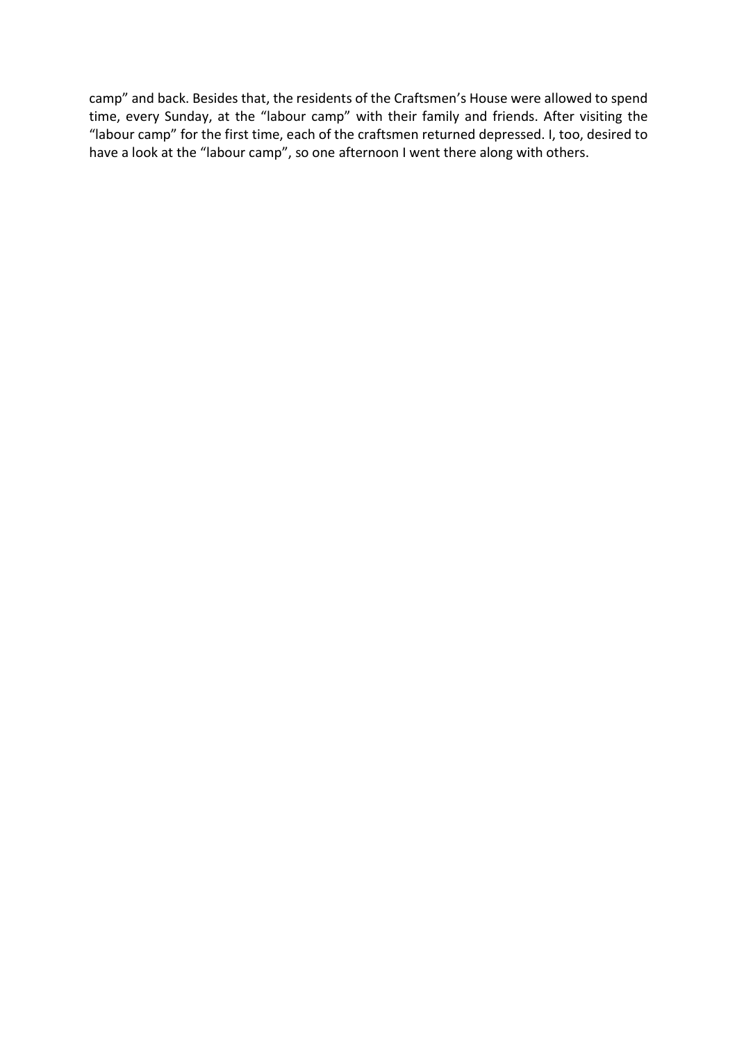camp" and back. Besides that, the residents of the Craftsmen's House were allowed to spend time, every Sunday, at the "labour camp" with their family and friends. After visiting the "labour camp" for the first time, each of the craftsmen returned depressed. I, too, desired to have a look at the "labour camp", so one afternoon I went there along with others.